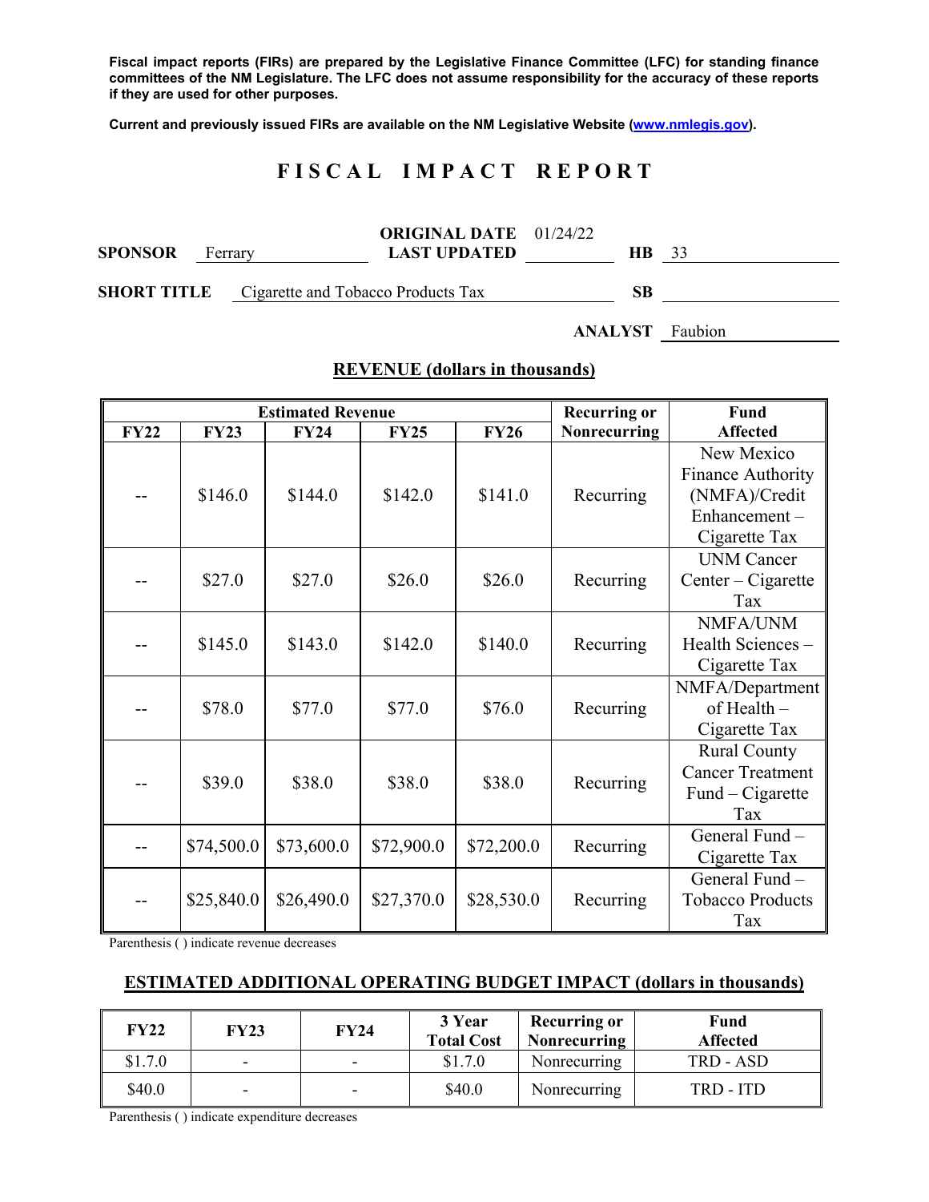**Fiscal impact reports (FIRs) are prepared by the Legislative Finance Committee (LFC) for standing finance committees of the NM Legislature. The LFC does not assume responsibility for the accuracy of these reports if they are used for other purposes.**

**Current and previously issued FIRs are available on the NM Legislative Website (www.nmlegis.gov).**

# F I S C A L   I M P A C T   R E P O R T

**SPONSOR** Ferrary **ORIGINAL DATE** 01/24/22 **LAST UPDATED** **HB** 33

**SHORT TITLE** Cigarette and Tobacco Products Tax **SB**

**ANALYST** Faubion

## REVENUE (dollars in thousands)

| Estimated Revenue | | | | | Recurring or Nonrecurring | Fund Affected |
|---|---|---|---|---|---|---|
| **FY22** | **FY23** | **FY24** | **FY25** | **FY26** | | |
| -- | $146.0 | $144.0 | $142.0 | $141.0 | Recurring | New Mexico Finance Authority (NMFA)/Credit Enhancement – Cigarette Tax |
| -- | $27.0 | $27.0 | $26.0 | $26.0 | Recurring | UNM Cancer Center – Cigarette Tax |
| -- | $145.0 | $143.0 | $142.0 | $140.0 | Recurring | NMFA/UNM Health Sciences – Cigarette Tax |
| -- | $78.0 | $77.0 | $77.0 | $76.0 | Recurring | NMFA/Department of Health – Cigarette Tax |
| -- | $39.0 | $38.0 | $38.0 | $38.0 | Recurring | Rural County Cancer Treatment Fund – Cigarette Tax |
| -- | $74,500.0 | $73,600.0 | $72,900.0 | $72,200.0 | Recurring | General Fund – Cigarette Tax |
| -- | $25,840.0 | $26,490.0 | $27,370.0 | $28,530.0 | Recurring | General Fund – Tobacco Products Tax |

Parenthesis ( ) indicate revenue decreases

## ESTIMATED ADDITIONAL OPERATING BUDGET IMPACT (dollars in thousands)

| FY22 | FY23 | FY24 | 3 Year Total Cost | Recurring or Nonrecurring | Fund Affected |
|---|---|---|---|---|---|
| $1.7.0 | - | - | $1.7.0 | Nonrecurring | TRD - ASD |
| $40.0 | - | - | $40.0 | Nonrecurring | TRD - ITD |

Parenthesis ( ) indicate expenditure decreases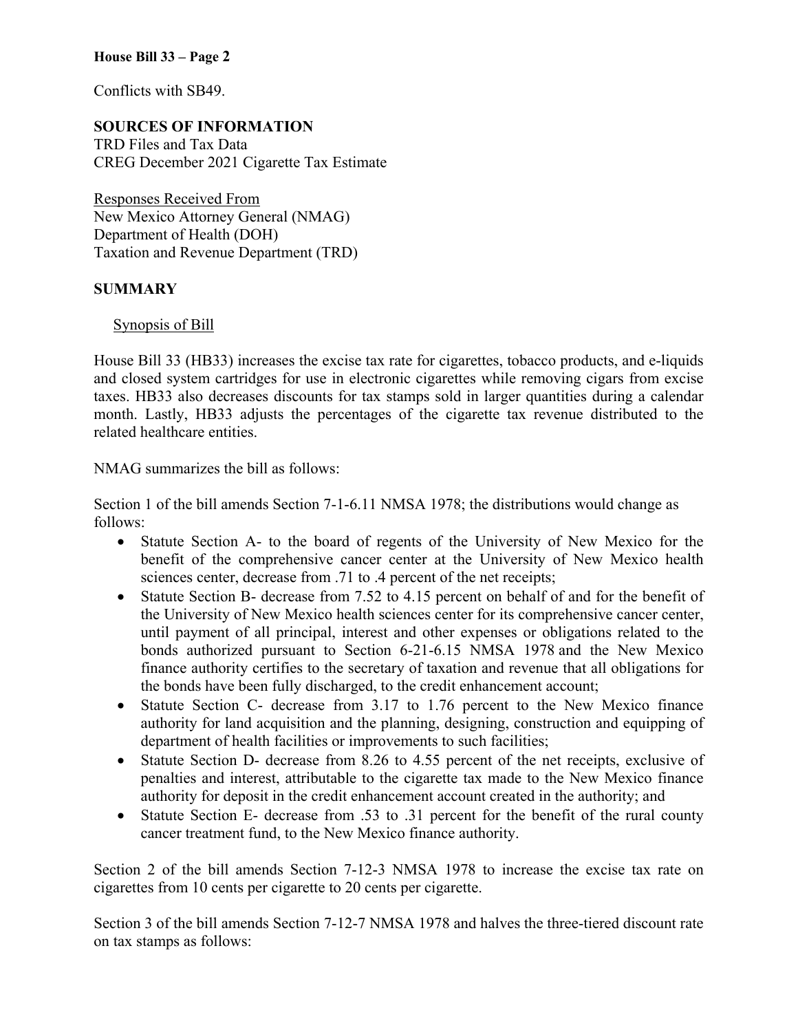Conflicts with SB49.

**SOURCES OF INFORMATION**
TRD Files and Tax Data
CREG December 2021 Cigarette Tax Estimate

Responses Received From
New Mexico Attorney General (NMAG)
Department of Health (DOH)
Taxation and Revenue Department (TRD)

**SUMMARY**

Synopsis of Bill

House Bill 33 (HB33) increases the excise tax rate for cigarettes, tobacco products, and e-liquids and closed system cartridges for use in electronic cigarettes while removing cigars from excise taxes. HB33 also decreases discounts for tax stamps sold in larger quantities during a calendar month. Lastly, HB33 adjusts the percentages of the cigarette tax revenue distributed to the related healthcare entities.

NMAG summarizes the bill as follows:

Section 1 of the bill amends Section 7-1-6.11 NMSA 1978; the distributions would change as follows:

- Statute Section A- to the board of regents of the University of New Mexico for the benefit of the comprehensive cancer center at the University of New Mexico health sciences center, decrease from .71 to .4 percent of the net receipts;
- Statute Section B- decrease from 7.52 to 4.15 percent on behalf of and for the benefit of the University of New Mexico health sciences center for its comprehensive cancer center, until payment of all principal, interest and other expenses or obligations related to the bonds authorized pursuant to Section 6-21-6.15 NMSA 1978 and the New Mexico finance authority certifies to the secretary of taxation and revenue that all obligations for the bonds have been fully discharged, to the credit enhancement account;
- Statute Section C- decrease from 3.17 to 1.76 percent to the New Mexico finance authority for land acquisition and the planning, designing, construction and equipping of department of health facilities or improvements to such facilities;
- Statute Section D- decrease from 8.26 to 4.55 percent of the net receipts, exclusive of penalties and interest, attributable to the cigarette tax made to the New Mexico finance authority for deposit in the credit enhancement account created in the authority; and
- Statute Section E- decrease from .53 to .31 percent for the benefit of the rural county cancer treatment fund, to the New Mexico finance authority.

Section 2 of the bill amends Section 7-12-3 NMSA 1978 to increase the excise tax rate on cigarettes from 10 cents per cigarette to 20 cents per cigarette.

Section 3 of the bill amends Section 7-12-7 NMSA 1978 and halves the three-tiered discount rate on tax stamps as follows: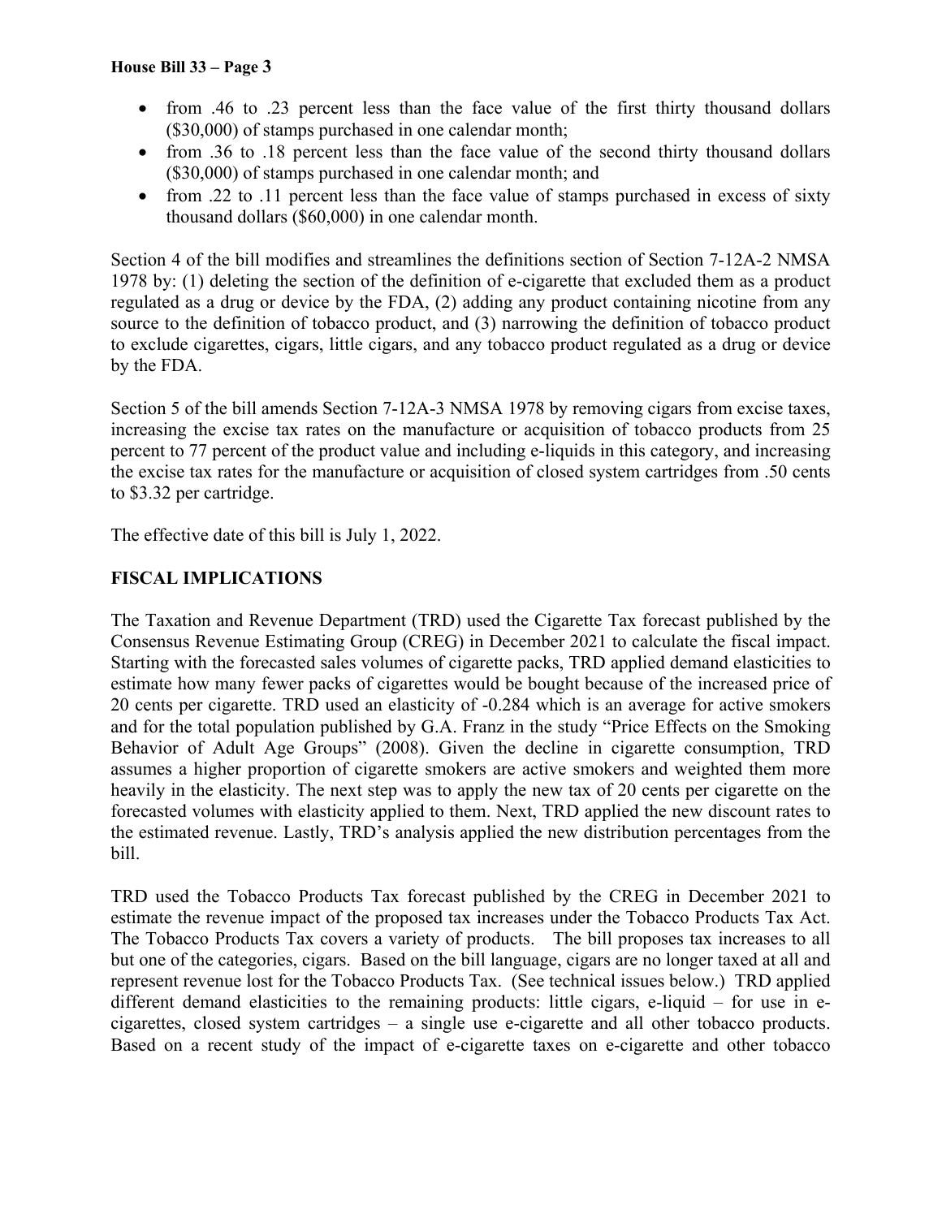- from .46 to .23 percent less than the face value of the first thirty thousand dollars ($30,000) of stamps purchased in one calendar month;
- from .36 to .18 percent less than the face value of the second thirty thousand dollars ($30,000) of stamps purchased in one calendar month; and
- from .22 to .11 percent less than the face value of stamps purchased in excess of sixty thousand dollars ($60,000) in one calendar month.

Section 4 of the bill modifies and streamlines the definitions section of Section 7-12A-2 NMSA 1978 by: (1) deleting the section of the definition of e-cigarette that excluded them as a product regulated as a drug or device by the FDA, (2) adding any product containing nicotine from any source to the definition of tobacco product, and (3) narrowing the definition of tobacco product to exclude cigarettes, cigars, little cigars, and any tobacco product regulated as a drug or device by the FDA.

Section 5 of the bill amends Section 7-12A-3 NMSA 1978 by removing cigars from excise taxes, increasing the excise tax rates on the manufacture or acquisition of tobacco products from 25 percent to 77 percent of the product value and including e-liquids in this category, and increasing the excise tax rates for the manufacture or acquisition of closed system cartridges from .50 cents to $3.32 per cartridge.

The effective date of this bill is July 1, 2022.

## FISCAL IMPLICATIONS

The Taxation and Revenue Department (TRD) used the Cigarette Tax forecast published by the Consensus Revenue Estimating Group (CREG) in December 2021 to calculate the fiscal impact. Starting with the forecasted sales volumes of cigarette packs, TRD applied demand elasticities to estimate how many fewer packs of cigarettes would be bought because of the increased price of 20 cents per cigarette. TRD used an elasticity of -0.284 which is an average for active smokers and for the total population published by G.A. Franz in the study "Price Effects on the Smoking Behavior of Adult Age Groups" (2008). Given the decline in cigarette consumption, TRD assumes a higher proportion of cigarette smokers are active smokers and weighted them more heavily in the elasticity. The next step was to apply the new tax of 20 cents per cigarette on the forecasted volumes with elasticity applied to them. Next, TRD applied the new discount rates to the estimated revenue. Lastly, TRD's analysis applied the new distribution percentages from the bill.

TRD used the Tobacco Products Tax forecast published by the CREG in December 2021 to estimate the revenue impact of the proposed tax increases under the Tobacco Products Tax Act. The Tobacco Products Tax covers a variety of products. The bill proposes tax increases to all but one of the categories, cigars. Based on the bill language, cigars are no longer taxed at all and represent revenue lost for the Tobacco Products Tax. (See technical issues below.) TRD applied different demand elasticities to the remaining products: little cigars, e-liquid – for use in e-cigarettes, closed system cartridges – a single use e-cigarette and all other tobacco products. Based on a recent study of the impact of e-cigarette taxes on e-cigarette and other tobacco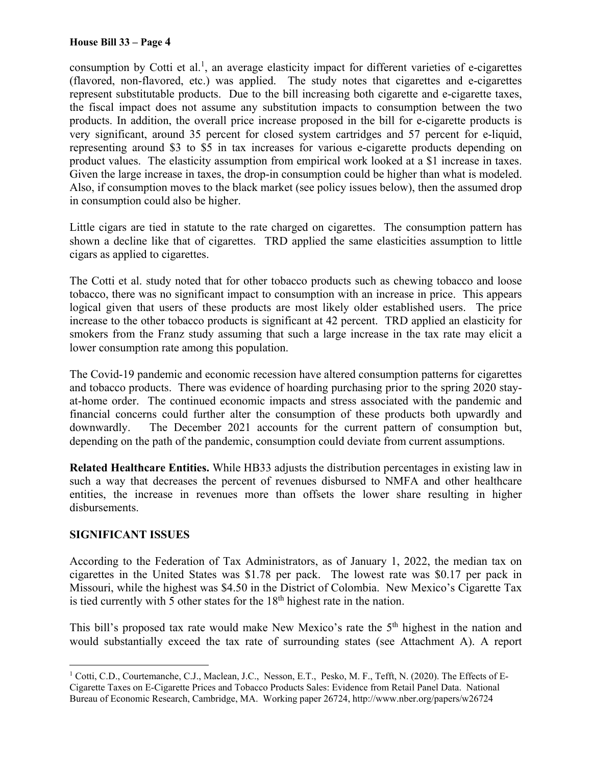consumption by Cotti et al.[1], an average elasticity impact for different varieties of e-cigarettes (flavored, non-flavored, etc.) was applied. The study notes that cigarettes and e-cigarettes represent substitutable products. Due to the bill increasing both cigarette and e-cigarette taxes, the fiscal impact does not assume any substitution impacts to consumption between the two products. In addition, the overall price increase proposed in the bill for e-cigarette products is very significant, around 35 percent for closed system cartridges and 57 percent for e-liquid, representing around $3 to $5 in tax increases for various e-cigarette products depending on product values. The elasticity assumption from empirical work looked at a $1 increase in taxes. Given the large increase in taxes, the drop-in consumption could be higher than what is modeled. Also, if consumption moves to the black market (see policy issues below), then the assumed drop in consumption could also be higher.

Little cigars are tied in statute to the rate charged on cigarettes. The consumption pattern has shown a decline like that of cigarettes. TRD applied the same elasticities assumption to little cigars as applied to cigarettes.

The Cotti et al. study noted that for other tobacco products such as chewing tobacco and loose tobacco, there was no significant impact to consumption with an increase in price. This appears logical given that users of these products are most likely older established users. The price increase to the other tobacco products is significant at 42 percent. TRD applied an elasticity for smokers from the Franz study assuming that such a large increase in the tax rate may elicit a lower consumption rate among this population.

The Covid-19 pandemic and economic recession have altered consumption patterns for cigarettes and tobacco products. There was evidence of hoarding purchasing prior to the spring 2020 stay-at-home order. The continued economic impacts and stress associated with the pandemic and financial concerns could further alter the consumption of these products both upwardly and downwardly. The December 2021 accounts for the current pattern of consumption but, depending on the path of the pandemic, consumption could deviate from current assumptions.

**Related Healthcare Entities.** While HB33 adjusts the distribution percentages in existing law in such a way that decreases the percent of revenues disbursed to NMFA and other healthcare entities, the increase in revenues more than offsets the lower share resulting in higher disbursements.

## SIGNIFICANT ISSUES

According to the Federation of Tax Administrators, as of January 1, 2022, the median tax on cigarettes in the United States was $1.78 per pack. The lowest rate was $0.17 per pack in Missouri, while the highest was $4.50 in the District of Colombia. New Mexico's Cigarette Tax is tied currently with 5 other states for the 18th highest rate in the nation.

This bill's proposed tax rate would make New Mexico's rate the 5th highest in the nation and would substantially exceed the tax rate of surrounding states (see Attachment A). A report

[1] Cotti, C.D., Courtemanche, C.J., Maclean, J.C., Nesson, E.T., Pesko, M. F., Tefft, N. (2020). The Effects of E-Cigarette Taxes on E-Cigarette Prices and Tobacco Products Sales: Evidence from Retail Panel Data. National Bureau of Economic Research, Cambridge, MA. Working paper 26724, http://www.nber.org/papers/w26724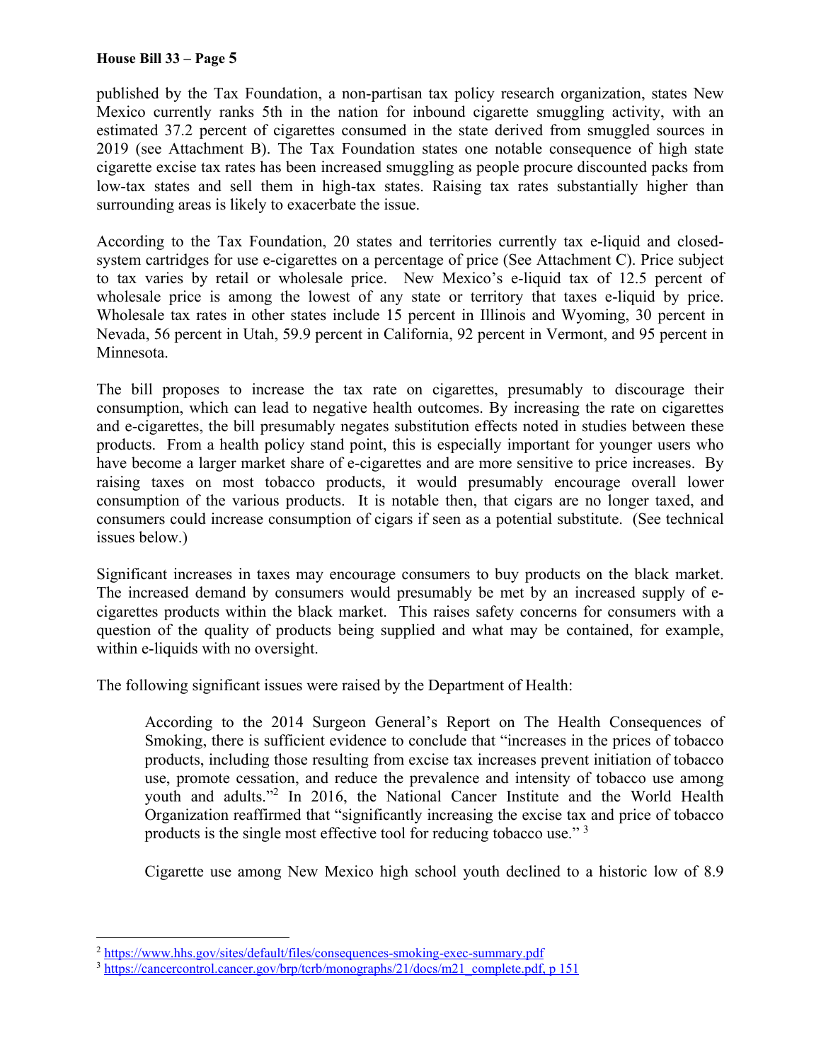published by the Tax Foundation, a non-partisan tax policy research organization, states New Mexico currently ranks 5th in the nation for inbound cigarette smuggling activity, with an estimated 37.2 percent of cigarettes consumed in the state derived from smuggled sources in 2019 (see Attachment B). The Tax Foundation states one notable consequence of high state cigarette excise tax rates has been increased smuggling as people procure discounted packs from low-tax states and sell them in high-tax states. Raising tax rates substantially higher than surrounding areas is likely to exacerbate the issue.

According to the Tax Foundation, 20 states and territories currently tax e-liquid and closed-system cartridges for use e-cigarettes on a percentage of price (See Attachment C). Price subject to tax varies by retail or wholesale price. New Mexico's e-liquid tax of 12.5 percent of wholesale price is among the lowest of any state or territory that taxes e-liquid by price. Wholesale tax rates in other states include 15 percent in Illinois and Wyoming, 30 percent in Nevada, 56 percent in Utah, 59.9 percent in California, 92 percent in Vermont, and 95 percent in Minnesota.

The bill proposes to increase the tax rate on cigarettes, presumably to discourage their consumption, which can lead to negative health outcomes. By increasing the rate on cigarettes and e-cigarettes, the bill presumably negates substitution effects noted in studies between these products. From a health policy stand point, this is especially important for younger users who have become a larger market share of e-cigarettes and are more sensitive to price increases. By raising taxes on most tobacco products, it would presumably encourage overall lower consumption of the various products. It is notable then, that cigars are no longer taxed, and consumers could increase consumption of cigars if seen as a potential substitute. (See technical issues below.)

Significant increases in taxes may encourage consumers to buy products on the black market. The increased demand by consumers would presumably be met by an increased supply of e-cigarettes products within the black market. This raises safety concerns for consumers with a question of the quality of products being supplied and what may be contained, for example, within e-liquids with no oversight.

The following significant issues were raised by the Department of Health:

> According to the 2014 Surgeon General's Report on The Health Consequences of Smoking, there is sufficient evidence to conclude that "increases in the prices of tobacco products, including those resulting from excise tax increases prevent initiation of tobacco use, promote cessation, and reduce the prevalence and intensity of tobacco use among youth and adults."[2] In 2016, the National Cancer Institute and the World Health Organization reaffirmed that "significantly increasing the excise tax and price of tobacco products is the single most effective tool for reducing tobacco use."[3]
>
> Cigarette use among New Mexico high school youth declined to a historic low of 8.9

---

[2] https://www.hhs.gov/sites/default/files/consequences-smoking-exec-summary.pdf

[3] https://cancercontrol.cancer.gov/brp/tcrb/monographs/21/docs/m21_complete.pdf, p 151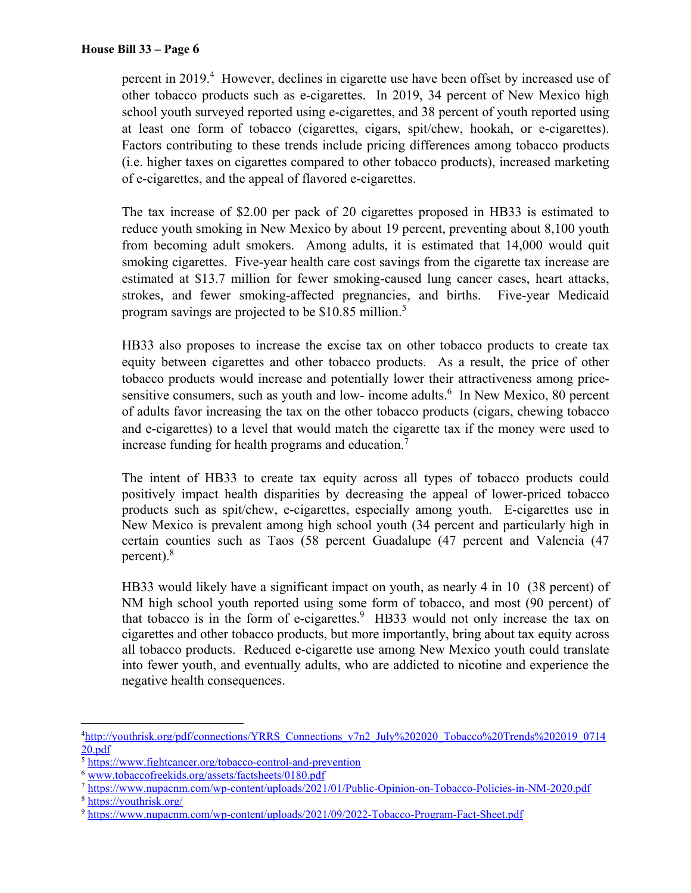percent in 2019.[4] However, declines in cigarette use have been offset by increased use of other tobacco products such as e-cigarettes. In 2019, 34 percent of New Mexico high school youth surveyed reported using e-cigarettes, and 38 percent of youth reported using at least one form of tobacco (cigarettes, cigars, spit/chew, hookah, or e-cigarettes). Factors contributing to these trends include pricing differences among tobacco products (i.e. higher taxes on cigarettes compared to other tobacco products), increased marketing of e-cigarettes, and the appeal of flavored e-cigarettes.

The tax increase of $2.00 per pack of 20 cigarettes proposed in HB33 is estimated to reduce youth smoking in New Mexico by about 19 percent, preventing about 8,100 youth from becoming adult smokers. Among adults, it is estimated that 14,000 would quit smoking cigarettes. Five-year health care cost savings from the cigarette tax increase are estimated at $13.7 million for fewer smoking-caused lung cancer cases, heart attacks, strokes, and fewer smoking-affected pregnancies, and births. Five-year Medicaid program savings are projected to be $10.85 million.[5]

HB33 also proposes to increase the excise tax on other tobacco products to create tax equity between cigarettes and other tobacco products. As a result, the price of other tobacco products would increase and potentially lower their attractiveness among price-sensitive consumers, such as youth and low- income adults.[6] In New Mexico, 80 percent of adults favor increasing the tax on the other tobacco products (cigars, chewing tobacco and e-cigarettes) to a level that would match the cigarette tax if the money were used to increase funding for health programs and education.[7]

The intent of HB33 to create tax equity across all types of tobacco products could positively impact health disparities by decreasing the appeal of lower-priced tobacco products such as spit/chew, e-cigarettes, especially among youth. E-cigarettes use in New Mexico is prevalent among high school youth (34 percent and particularly high in certain counties such as Taos (58 percent Guadalupe (47 percent and Valencia (47 percent).[8]

HB33 would likely have a significant impact on youth, as nearly 4 in 10 (38 percent) of NM high school youth reported using some form of tobacco, and most (90 percent) of that tobacco is in the form of e-cigarettes.[9] HB33 would not only increase the tax on cigarettes and other tobacco products, but more importantly, bring about tax equity across all tobacco products. Reduced e-cigarette use among New Mexico youth could translate into fewer youth, and eventually adults, who are addicted to nicotine and experience the negative health consequences.

---

[4] http://youthrisk.org/pdf/connections/YRRS_Connections_v7n2_July%202020_Tobacco%20Trends%202019_071420.pdf

[5] https://www.fightcancer.org/tobacco-control-and-prevention

[6] www.tobaccofreekids.org/assets/factsheets/0180.pdf

[7] https://www.nupacnm.com/wp-content/uploads/2021/01/Public-Opinion-on-Tobacco-Policies-in-NM-2020.pdf

[8] https://youthrisk.org/

[9] https://www.nupacnm.com/wp-content/uploads/2021/09/2022-Tobacco-Program-Fact-Sheet.pdf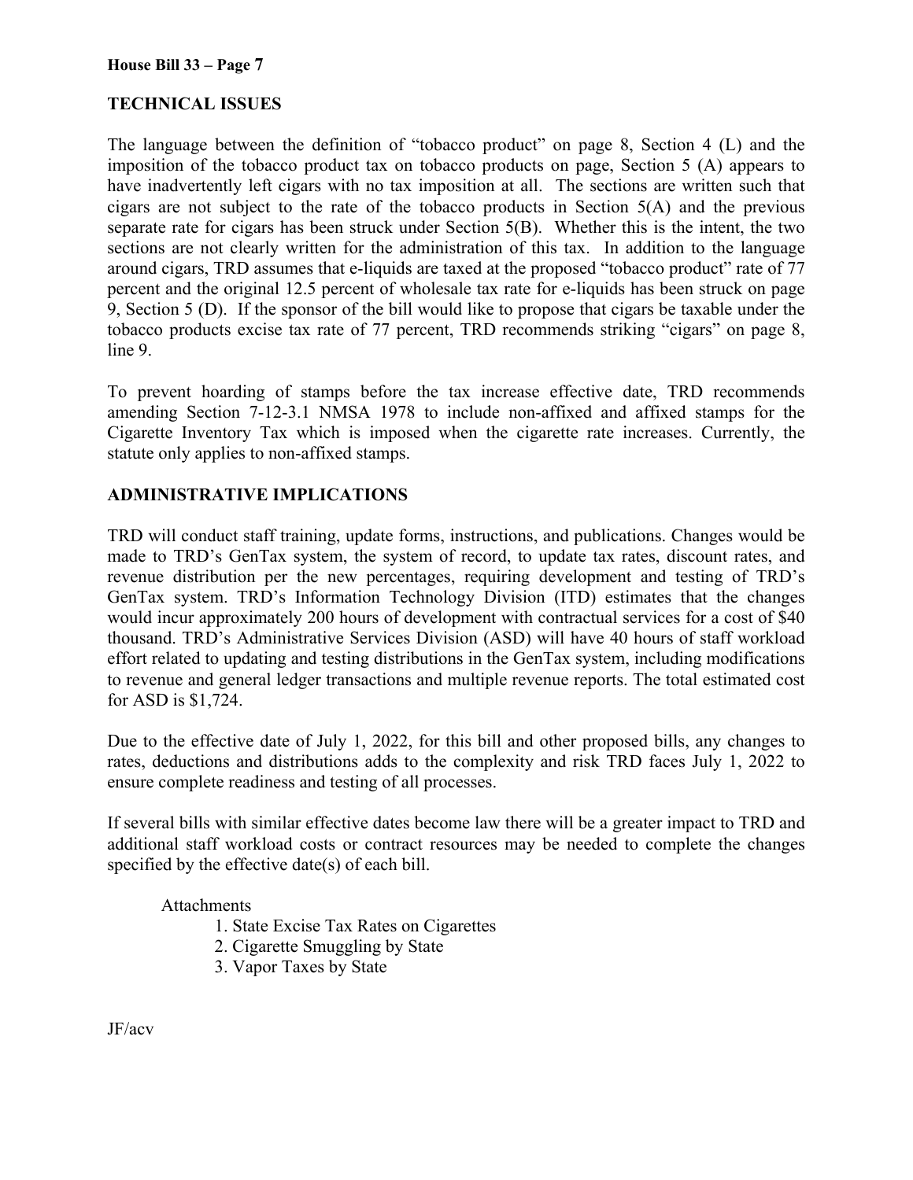## TECHNICAL ISSUES

The language between the definition of "tobacco product" on page 8, Section 4 (L) and the imposition of the tobacco product tax on tobacco products on page, Section 5 (A) appears to have inadvertently left cigars with no tax imposition at all. The sections are written such that cigars are not subject to the rate of the tobacco products in Section 5(A) and the previous separate rate for cigars has been struck under Section 5(B). Whether this is the intent, the two sections are not clearly written for the administration of this tax. In addition to the language around cigars, TRD assumes that e-liquids are taxed at the proposed "tobacco product" rate of 77 percent and the original 12.5 percent of wholesale tax rate for e-liquids has been struck on page 9, Section 5 (D). If the sponsor of the bill would like to propose that cigars be taxable under the tobacco products excise tax rate of 77 percent, TRD recommends striking "cigars" on page 8, line 9.

To prevent hoarding of stamps before the tax increase effective date, TRD recommends amending Section 7-12-3.1 NMSA 1978 to include non-affixed and affixed stamps for the Cigarette Inventory Tax which is imposed when the cigarette rate increases. Currently, the statute only applies to non-affixed stamps.

## ADMINISTRATIVE IMPLICATIONS

TRD will conduct staff training, update forms, instructions, and publications. Changes would be made to TRD's GenTax system, the system of record, to update tax rates, discount rates, and revenue distribution per the new percentages, requiring development and testing of TRD's GenTax system. TRD's Information Technology Division (ITD) estimates that the changes would incur approximately 200 hours of development with contractual services for a cost of $40 thousand. TRD's Administrative Services Division (ASD) will have 40 hours of staff workload effort related to updating and testing distributions in the GenTax system, including modifications to revenue and general ledger transactions and multiple revenue reports. The total estimated cost for ASD is $1,724.

Due to the effective date of July 1, 2022, for this bill and other proposed bills, any changes to rates, deductions and distributions adds to the complexity and risk TRD faces July 1, 2022 to ensure complete readiness and testing of all processes.

If several bills with similar effective dates become law there will be a greater impact to TRD and additional staff workload costs or contract resources may be needed to complete the changes specified by the effective date(s) of each bill.

Attachments

1. State Excise Tax Rates on Cigarettes
2. Cigarette Smuggling by State
3. Vapor Taxes by State

JF/acv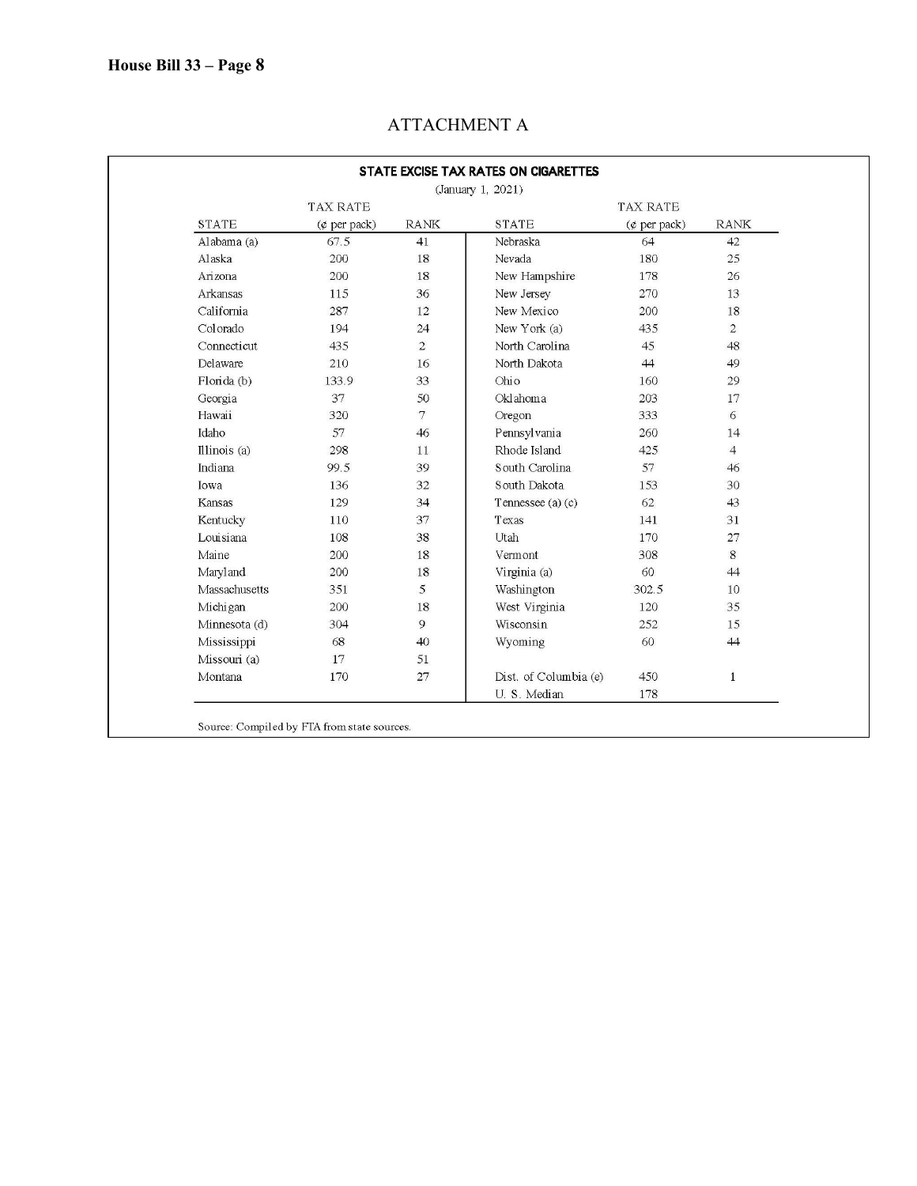# ATTACHMENT A

**STATE EXCISE TAX RATES ON CIGARETTES**

(January 1, 2021)

| STATE | TAX RATE (¢ per pack) | RANK | STATE | TAX RATE (¢ per pack) | RANK |
|---|---|---|---|---|---|
| Alabama (a) | 67.5 | 41 | Nebraska | 64 | 42 |
| Alaska | 200 | 18 | Nevada | 180 | 25 |
| Arizona | 200 | 18 | New Hampshire | 178 | 26 |
| Arkansas | 115 | 36 | New Jersey | 270 | 13 |
| California | 287 | 12 | New Mexico | 200 | 18 |
| Colorado | 194 | 24 | New York (a) | 435 | 2 |
| Connecticut | 435 | 2 | North Carolina | 45 | 48 |
| Delaware | 210 | 16 | North Dakota | 44 | 49 |
| Florida (b) | 133.9 | 33 | Ohio | 160 | 29 |
| Georgia | 37 | 50 | Oklahoma | 203 | 17 |
| Hawaii | 320 | 7 | Oregon | 333 | 6 |
| Idaho | 57 | 46 | Pennsylvania | 260 | 14 |
| Illinois (a) | 298 | 11 | Rhode Island | 425 | 4 |
| Indiana | 99.5 | 39 | South Carolina | 57 | 46 |
| Iowa | 136 | 32 | South Dakota | 153 | 30 |
| Kansas | 129 | 34 | Tennessee (a) (c) | 62 | 43 |
| Kentucky | 110 | 37 | Texas | 141 | 31 |
| Louisiana | 108 | 38 | Utah | 170 | 27 |
| Maine | 200 | 18 | Vermont | 308 | 8 |
| Maryland | 200 | 18 | Virginia (a) | 60 | 44 |
| Massachusetts | 351 | 5 | Washington | 302.5 | 10 |
| Michigan | 200 | 18 | West Virginia | 120 | 35 |
| Minnesota (d) | 304 | 9 | Wisconsin | 252 | 15 |
| Mississippi | 68 | 40 | Wyoming | 60 | 44 |
| Missouri (a) | 17 | 51 | | | |
| Montana | 170 | 27 | Dist. of Columbia (e) | 450 | 1 |
| | | | U. S. Median | 178 | |

Source: Compiled by FTA from state sources.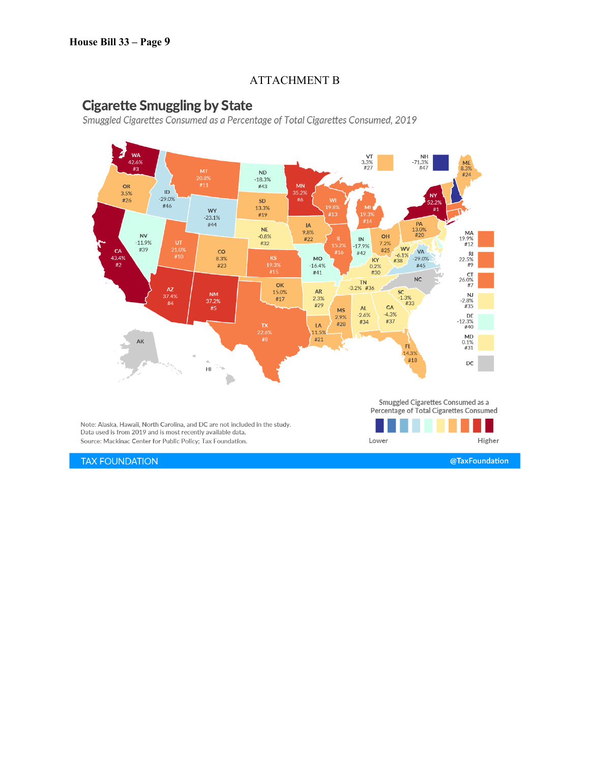ATTACHMENT B

## Cigarette Smuggling by State

*Smuggled Cigarettes Consumed as a Percentage of Total Cigarettes Consumed, 2019*

| State | Smuggled Cigarettes Consumed (%) | Rank |
|---|---|---|
| NY | 52.2% | #1 |
| CA | 43.4% | #2 |
| WA | 42.6% | #3 |
| AZ | 37.4% | #4 |
| NM | 37.2% | #5 |
| MN | 35.2% | #6 |
| CT | 26.0% | #7 |
| TX | 22.6% | #8 |
| RI | 22.5% | #9 |
| UT | 21.0% | #10 |
| MT | 20.8% | #11 |
| MA | 19.9% | #12 |
| WI | 19.8% | #13 |
| MI | 19.3% | #14 |
| KS | 19.3% | #15 |
| IL | 15.2% | #16 |
| OK | 15.0% | #17 |
| FL | 14.3% | #18 |
| SD | 13.3% | #19 |
| PA | 13.0% | #20 |
| LA | 11.5% | #21 |
| IA | 9.8% | #22 |
| CO | 8.3% | #23 |
| ME | 8.3% | #24 |
| OH | 7.2% | #25 |
| OR | 3.5% | #26 |
| VT | 3.3% | #27 |
| MS | 2.9% | #28 |
| AR | 2.3% | #29 |
| KY | 0.2% | #30 |
| MD | 0.1% | #31 |
| NE | -0.8% | #32 |
| SC | -1.3% | #33 |
| AL | -2.6% | #34 |
| NJ | -2.8% | #35 |
| TN | -3.2% | #36 |
| GA | -4.3% | #37 |
| WV | -6.1% | #38 |
| NV | -11.9% | #39 |
| DE | -12.3% | #40 |
| MO | -16.4% | #41 |
| IN | -17.9% | #42 |
| ND | -18.3% | #43 |
| WY | -23.1% | #44 |
| VA | -29.0% | #45 |
| ID | -29.0% | #46 |
| NH | -71.3% | #47 |
| NC | | |
| DC | | |
| AK | | |
| HI | | |

Smuggled Cigarettes Consumed as a Percentage of Total Cigarettes Consumed: Lower — Higher

Note: Alaska, Hawaii, North Carolina, and DC are not included in the study.
Data used is from 2019 and is most recently available data.
Source: Mackinac Center for Public Policy; Tax Foundation.

TAX FOUNDATION @TaxFoundation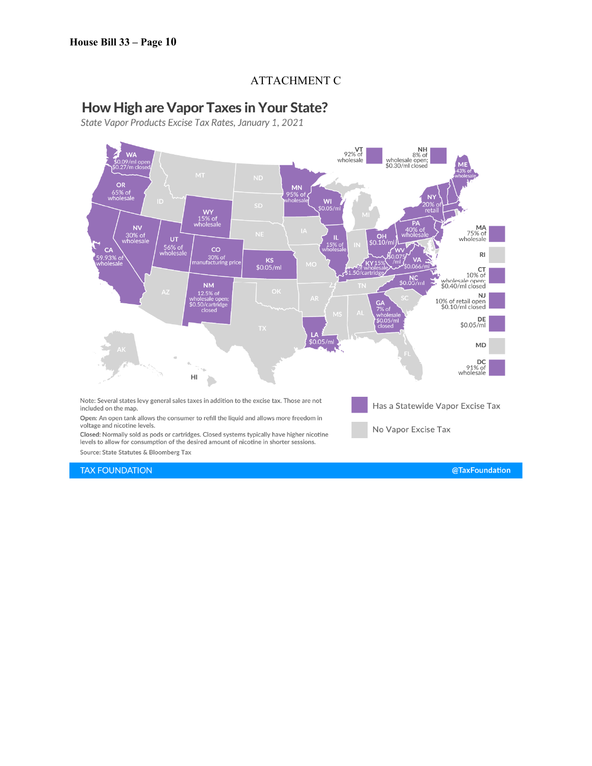ATTACHMENT C

## How High are Vapor Taxes in Your State?

*State Vapor Products Excise Tax Rates, January 1, 2021*

WA
$0.09/ml open
$0.27/m closed

OR
65% of wholesale

CA
59.93% of wholesale

NV
30% of wholesale

ID

MT

WY
15% of wholesale

UT
56% of wholesale

CO
30% of manufacturing price

AZ

NM
12.5% of wholesale open;
$0.50/cartridge closed

ND

SD

NE

KS
$0.05/ml

OK

TX

MN
95% of wholesale

IA

MO

AR

LA
$0.05/ml

WI
$0.05/ml

IL
15% of wholesale

MI

IN

OH
$0.10/ml

KY 15% of wholesale
$1.50/cartridge

TN

MS

AL

GA
7% of wholesale
$0.05/ml closed

FL

SC

NC
$0.05/ml

VA
$0.066/ml

WV
$0.075/ml

PA
40% of wholesale

NY
20% of retail

ME
43% of wholesale

VT
92% of wholesale

NH
8% of wholesale open;
$0.30/ml closed

MA
75% of wholesale

RI

CT
10% of wholesale open;
$0.40/ml closed

NJ
10% of retail open
$0.10/ml closed

DE
$0.05/ml

MD

DC
91% of wholesale

AK

HI

Has a Statewide Vapor Excise Tax

No Vapor Excise Tax

Note: Several states levy general sales taxes in addition to the excise tax. Those are not included on the map.

**Open**: An open tank allows the consumer to refill the liquid and allows more freedom in voltage and nicotine levels.

**Closed**: Normally sold as pods or cartridges. Closed systems typically have higher nicotine levels to allow for consumption of the desired amount of nicotine in shorter sessions.

Source: State Statutes & Bloomberg Tax

TAX FOUNDATION @TaxFoundation